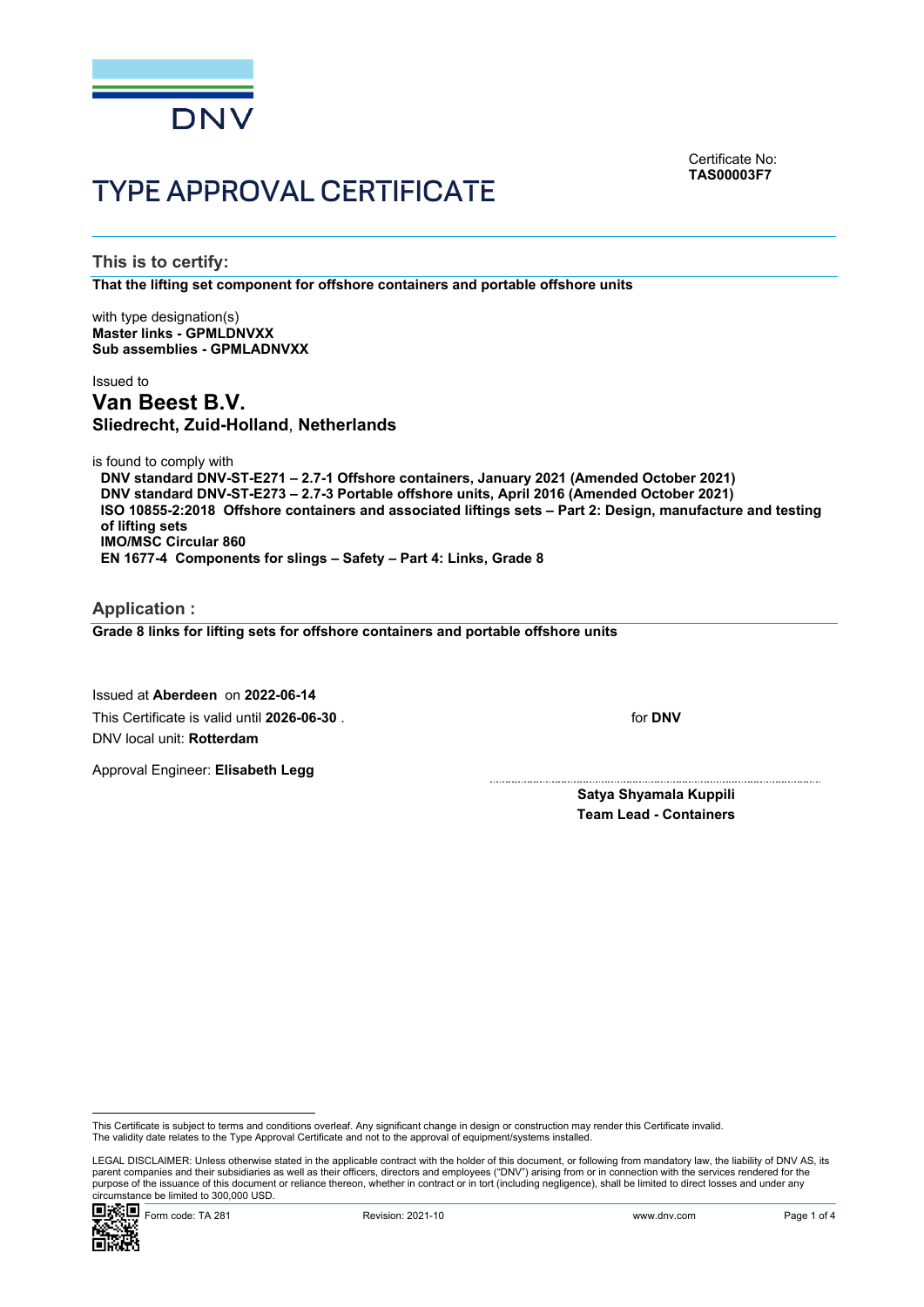DNV

Certificate No:
**TAS00003F7**

# TYPE APPROVAL CERTIFICATE

## This is to certify:

**That the lifting set component for offshore containers and portable offshore units**

with type designation(s)
**Master links - GPMLDNVXX**
**Sub assemblies - GPMLADNVXX**

Issued to

## Van Beest B.V.

**Sliedrecht, Zuid-Holland, Netherlands**

is found to comply with

**DNV standard DNV-ST-E271 – 2.7-1 Offshore containers, January 2021 (Amended October 2021)**
**DNV standard DNV-ST-E273 – 2.7-3 Portable offshore units, April 2016 (Amended October 2021)**
**ISO 10855-2:2018 Offshore containers and associated liftings sets – Part 2: Design, manufacture and testing of lifting sets**
**IMO/MSC Circular 860**
**EN 1677-4 Components for slings – Safety – Part 4: Links, Grade 8**

## Application :

**Grade 8 links for lifting sets for offshore containers and portable offshore units**

Issued at **Aberdeen** on **2022-06-14**
This Certificate is valid until **2026-06-30** .
DNV local unit: **Rotterdam**

Approval Engineer: **Elisabeth Legg**

for **DNV**

**Satya Shyamala Kuppili**
**Team Lead - Containers**

This Certificate is subject to terms and conditions overleaf. Any significant change in design or construction may render this Certificate invalid.
The validity date relates to the Type Approval Certificate and not to the approval of equipment/systems installed.

LEGAL DISCLAIMER: Unless otherwise stated in the applicable contract with the holder of this document, or following from mandatory law, the liability of DNV AS, its parent companies and their subsidiaries as well as their officers, directors and employees ("DNV") arising from or in connection with the services rendered for the purpose of the issuance of this document or reliance thereon, whether in contract or in tort (including negligence), shall be limited to direct losses and under any circumstance be limited to 300,000 USD.

Form code: TA 281 Revision: 2021-10 www.dnv.com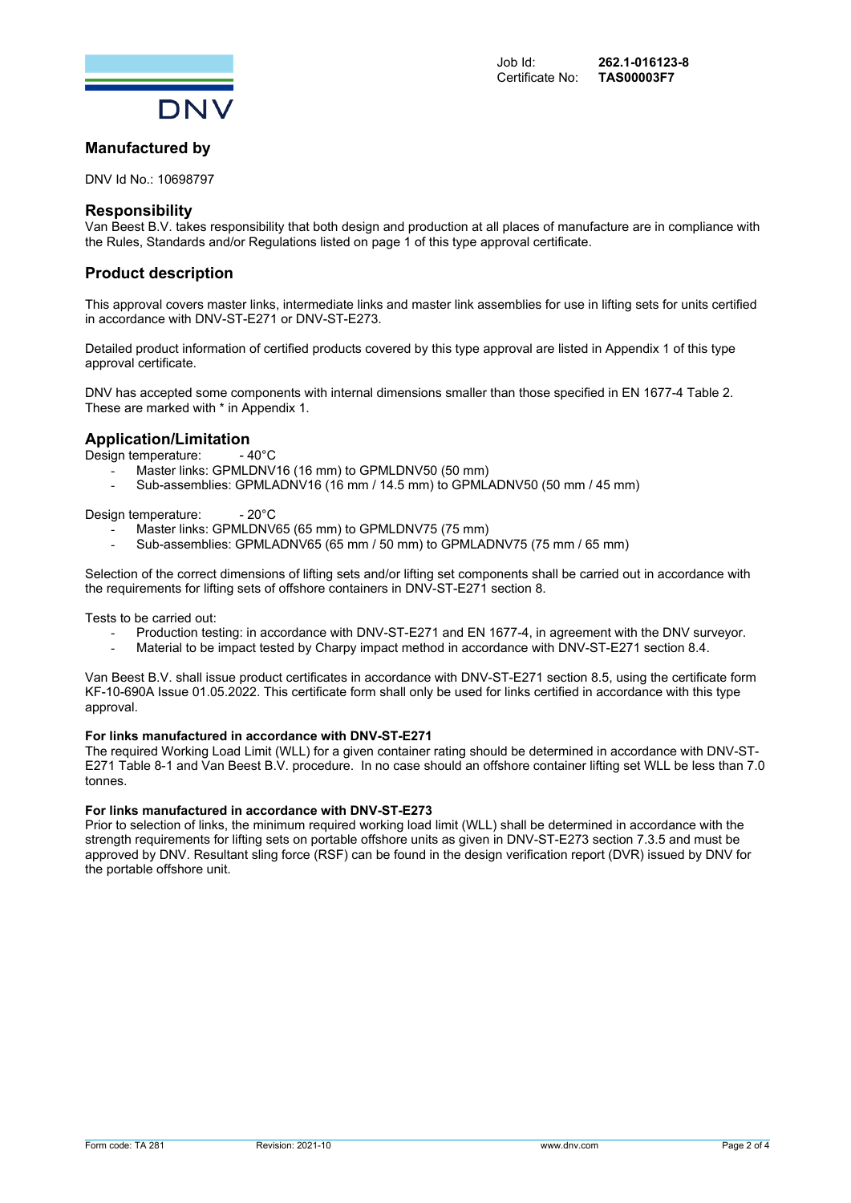Job Id: **262.1-016123-8**
Certificate No: **TAS00003F7**

## Manufactured by

DNV Id No.: 10698797

## Responsibility

Van Beest B.V. takes responsibility that both design and production at all places of manufacture are in compliance with the Rules, Standards and/or Regulations listed on page 1 of this type approval certificate.

## Product description

This approval covers master links, intermediate links and master link assemblies for use in lifting sets for units certified in accordance with DNV-ST-E271 or DNV-ST-E273.

Detailed product information of certified products covered by this type approval are listed in Appendix 1 of this type approval certificate.

DNV has accepted some components with internal dimensions smaller than those specified in EN 1677-4 Table 2. These are marked with * in Appendix 1.

## Application/Limitation

Design temperature: - 40°C

- Master links: GPMLDNV16 (16 mm) to GPMLDNV50 (50 mm)
- Sub-assemblies: GPMLADNV16 (16 mm / 14.5 mm) to GPMLADNV50 (50 mm / 45 mm)

Design temperature: - 20°C

- Master links: GPMLDNV65 (65 mm) to GPMLDNV75 (75 mm)
- Sub-assemblies: GPMLADNV65 (65 mm / 50 mm) to GPMLADNV75 (75 mm / 65 mm)

Selection of the correct dimensions of lifting sets and/or lifting set components shall be carried out in accordance with the requirements for lifting sets of offshore containers in DNV-ST-E271 section 8.

Tests to be carried out:

- Production testing: in accordance with DNV-ST-E271 and EN 1677-4, in agreement with the DNV surveyor.
- Material to be impact tested by Charpy impact method in accordance with DNV-ST-E271 section 8.4.

Van Beest B.V. shall issue product certificates in accordance with DNV-ST-E271 section 8.5, using the certificate form KF-10-690A Issue 01.05.2022. This certificate form shall only be used for links certified in accordance with this type approval.

**For links manufactured in accordance with DNV-ST-E271**

The required Working Load Limit (WLL) for a given container rating should be determined in accordance with DNV-ST-E271 Table 8-1 and Van Beest B.V. procedure. In no case should an offshore container lifting set WLL be less than 7.0 tonnes.

**For links manufactured in accordance with DNV-ST-E273**

Prior to selection of links, the minimum required working load limit (WLL) shall be determined in accordance with the strength requirements for lifting sets on portable offshore units as given in DNV-ST-E273 section 7.3.5 and must be approved by DNV. Resultant sling force (RSF) can be found in the design verification report (DVR) issued by DNV for the portable offshore unit.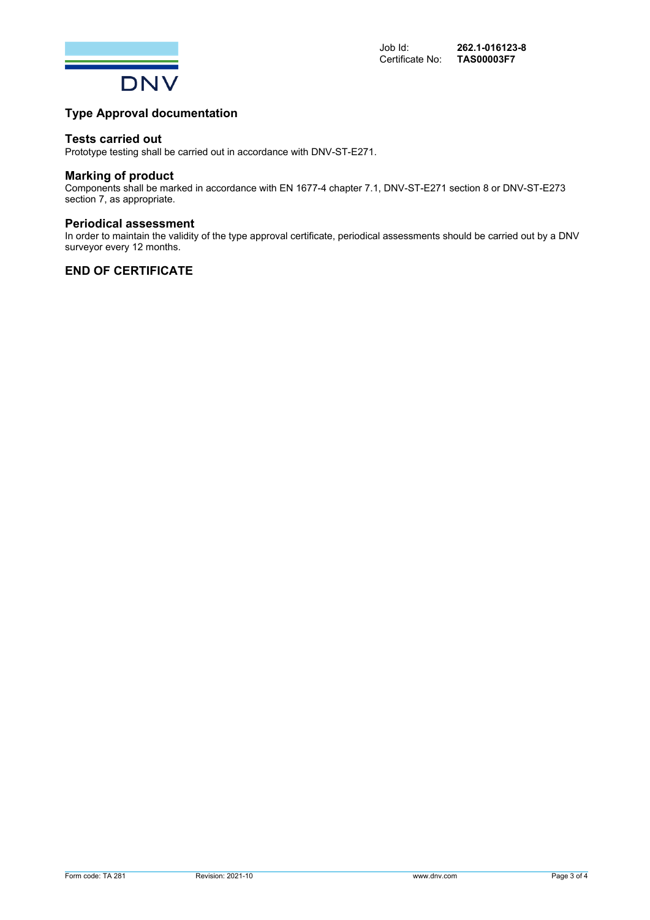Job Id: **262.1-016123-8**
Certificate No: **TAS00003F7**

## Type Approval documentation

### Tests carried out

Prototype testing shall be carried out in accordance with DNV-ST-E271.

### Marking of product

Components shall be marked in accordance with EN 1677-4 chapter 7.1, DNV-ST-E271 section 8 or DNV-ST-E273 section 7, as appropriate.

### Periodical assessment

In order to maintain the validity of the type approval certificate, periodical assessments should be carried out by a DNV surveyor every 12 months.

## END OF CERTIFICATE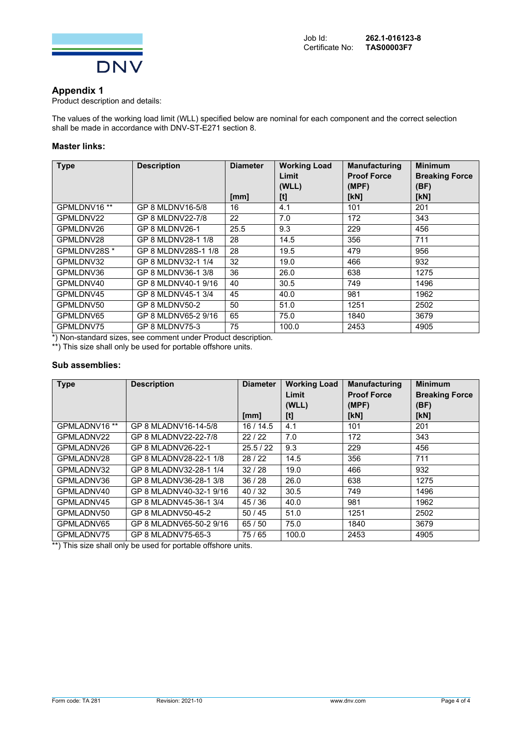Job Id: **262.1-016123-8**
Certificate No: **TAS00003F7**

## Appendix 1

Product description and details:

The values of the working load limit (WLL) specified below are nominal for each component and the correct selection shall be made in accordance with DNV-ST-E271 section 8.

### Master links:

| Type | Description | Diameter [mm] | Working Load Limit (WLL) [t] | Manufacturing Proof Force (MPF) [kN] | Minimum Breaking Force (BF) [kN] |
|---|---|---|---|---|---|
| GPMLDNV16 ** | GP 8 MLDNV16-5/8 | 16 | 4.1 | 101 | 201 |
| GPMLDNV22 | GP 8 MLDNV22-7/8 | 22 | 7.0 | 172 | 343 |
| GPMLDNV26 | GP 8 MLDNV26-1 | 25.5 | 9.3 | 229 | 456 |
| GPMLDNV28 | GP 8 MLDNV28-1 1/8 | 28 | 14.5 | 356 | 711 |
| GPMLDNV28S * | GP 8 MLDNV28S-1 1/8 | 28 | 19.5 | 479 | 956 |
| GPMLDNV32 | GP 8 MLDNV32-1 1/4 | 32 | 19.0 | 466 | 932 |
| GPMLDNV36 | GP 8 MLDNV36-1 3/8 | 36 | 26.0 | 638 | 1275 |
| GPMLDNV40 | GP 8 MLDNV40-1 9/16 | 40 | 30.5 | 749 | 1496 |
| GPMLDNV45 | GP 8 MLDNV45-1 3/4 | 45 | 40.0 | 981 | 1962 |
| GPMLDNV50 | GP 8 MLDNV50-2 | 50 | 51.0 | 1251 | 2502 |
| GPMLDNV65 | GP 8 MLDNV65-2 9/16 | 65 | 75.0 | 1840 | 3679 |
| GPMLDNV75 | GP 8 MLDNV75-3 | 75 | 100.0 | 2453 | 4905 |

*) Non-standard sizes, see comment under Product description.
**) This size shall only be used for portable offshore units.

### Sub assemblies:

| Type | Description | Diameter [mm] | Working Load Limit (WLL) [t] | Manufacturing Proof Force (MPF) [kN] | Minimum Breaking Force (BF) [kN] |
|---|---|---|---|---|---|
| GPMLADNV16 ** | GP 8 MLADNV16-14-5/8 | 16 / 14.5 | 4.1 | 101 | 201 |
| GPMLADNV22 | GP 8 MLADNV22-22-7/8 | 22 / 22 | 7.0 | 172 | 343 |
| GPMLADNV26 | GP 8 MLADNV26-22-1 | 25.5 / 22 | 9.3 | 229 | 456 |
| GPMLADNV28 | GP 8 MLADNV28-22-1 1/8 | 28 / 22 | 14.5 | 356 | 711 |
| GPMLADNV32 | GP 8 MLADNV32-28-1 1/4 | 32 / 28 | 19.0 | 466 | 932 |
| GPMLADNV36 | GP 8 MLADNV36-28-1 3/8 | 36 / 28 | 26.0 | 638 | 1275 |
| GPMLADNV40 | GP 8 MLADNV40-32-1 9/16 | 40 / 32 | 30.5 | 749 | 1496 |
| GPMLADNV45 | GP 8 MLADNV45-36-1 3/4 | 45 / 36 | 40.0 | 981 | 1962 |
| GPMLADNV50 | GP 8 MLADNV50-45-2 | 50 / 45 | 51.0 | 1251 | 2502 |
| GPMLADNV65 | GP 8 MLADNV65-50-2 9/16 | 65 / 50 | 75.0 | 1840 | 3679 |
| GPMLADNV75 | GP 8 MLADNV75-65-3 | 75 / 65 | 100.0 | 2453 | 4905 |

**) This size shall only be used for portable offshore units.